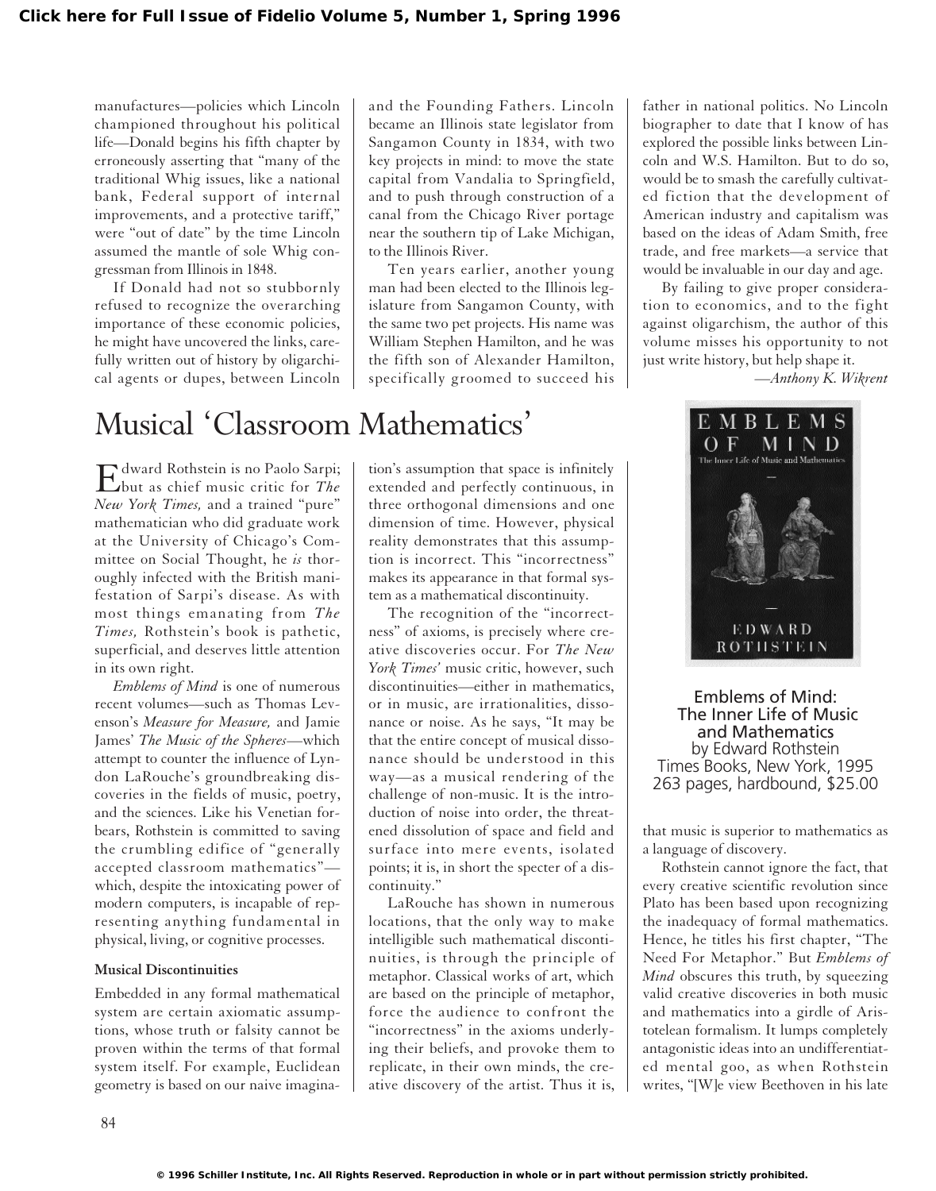manufactures—policies which Lincoln championed throughout his political life—Donald begins his fifth chapter by erroneously asserting that "many of the traditional Whig issues, like a national bank, Federal support of internal improvements, and a protective tariff," were "out of date" by the time Lincoln assumed the mantle of sole Whig congressman from Illinois in 1848.

If Donald had not so stubbornly refused to recognize the overarching importance of these economic policies, he might have uncovered the links, carefully written out of history by oligarchical agents or dupes, between Lincoln and the Founding Fathers. Lincoln became an Illinois state legislator from Sangamon County in 1834, with two key projects in mind: to move the state capital from Vandalia to Springfield, and to push through construction of a canal from the Chicago River portage near the southern tip of Lake Michigan, to the Illinois River.

Ten years earlier, another young man had been elected to the Illinois legislature from Sangamon County, with the same two pet projects. His name was William Stephen Hamilton, and he was the fifth son of Alexander Hamilton, specifically groomed to succeed his father in national politics. No Lincoln biographer to date that I know of has explored the possible links between Lincoln and W.S. Hamilton. But to do so, would be to smash the carefully cultivated fiction that the development of American industry and capitalism was based on the ideas of Adam Smith, free trade, and free markets—a service that would be invaluable in our day and age.

By failing to give proper consideration to economics, and to the fight against oligarchism, the author of this volume misses his opportunity to not just write history, but help shape it.

*—Anthony K. Wikrent*

# Musical 'Classroom Mathematics'

**Emblems of Mind: The Inner Life of Music and Mathematics**
by Edward Rothstein
Times Books, New York, 1995
263 pages, hardbound, $25.00

Edward Rothstein is no Paolo Sarpi; but as chief music critic for *The New York Times,* and a trained "pure" mathematician who did graduate work at the University of Chicago's Committee on Social Thought, he *is* thoroughly infected with the British manifestation of Sarpi's disease. As with most things emanating from *The Times,* Rothstein's book is pathetic, superficial, and deserves little attention in its own right.

*Emblems of Mind* is one of numerous recent volumes—such as Thomas Levenson's *Measure for Measure,* and Jamie James' *The Music of the Spheres*—which attempt to counter the influence of Lyndon LaRouche's groundbreaking discoveries in the fields of music, poetry, and the sciences. Like his Venetian forbears, Rothstein is committed to saving the crumbling edifice of "generally accepted classroom mathematics"—which, despite the intoxicating power of modern computers, is incapable of representing anything fundamental in physical, living, or cognitive processes.

### Musical Discontinuities

Embedded in any formal mathematical system are certain axiomatic assumptions, whose truth or falsity cannot be proven within the terms of that formal system itself. For example, Euclidean geometry is based on our naive imagination's assumption that space is infinitely extended and perfectly continuous, in three orthogonal dimensions and one dimension of time. However, physical reality demonstrates that this assumption is incorrect. This "incorrectness" makes its appearance in that formal system as a mathematical discontinuity.

The recognition of the "incorrectness" of axioms, is precisely where creative discoveries occur. For *The New York Times'* music critic, however, such discontinuities—either in mathematics, or in music, are irrationalities, dissonance or noise. As he says, "It may be that the entire concept of musical dissonance should be understood in this way—as a musical rendering of the challenge of non-music. It is the introduction of noise into order, the threatened dissolution of space and field and surface into mere events, isolated points; it is, in short the specter of a discontinuity."

LaRouche has shown in numerous locations, that the only way to make intelligible such mathematical discontinuities, is through the principle of metaphor. Classical works of art, which are based on the principle of metaphor, force the audience to confront the "incorrectness" in the axioms underlying their beliefs, and provoke them to replicate, in their own minds, the creative discovery of the artist. Thus it is, that music is superior to mathematics as a language of discovery.

Rothstein cannot ignore the fact, that every creative scientific revolution since Plato has been based upon recognizing the inadequacy of formal mathematics. Hence, he titles his first chapter, "The Need For Metaphor." But *Emblems of Mind* obscures this truth, by squeezing valid creative discoveries in both music and mathematics into a girdle of Aristotelean formalism. It lumps completely antagonistic ideas into an undifferentiated mental goo, as when Rothstein writes, "[W]e view Beethoven in his late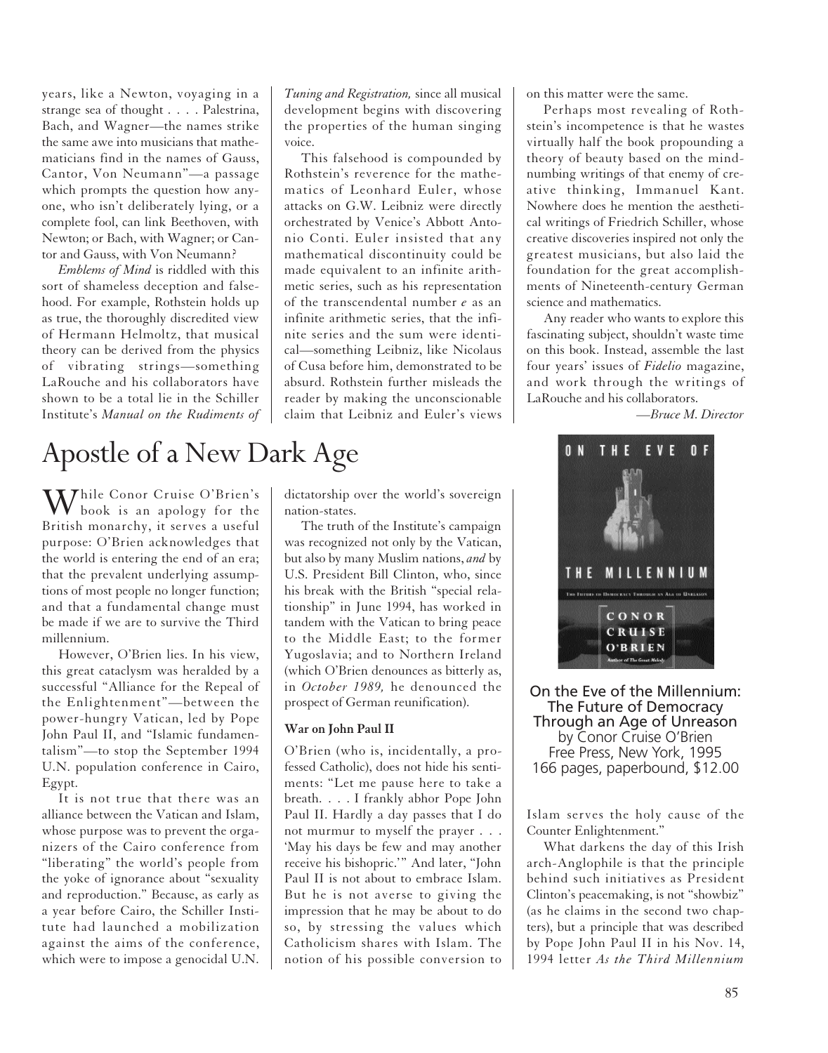years, like a Newton, voyaging in a strange sea of thought . . . . Palestrina, Bach, and Wagner—the names strike the same awe into musicians that mathematicians find in the names of Gauss, Cantor, Von Neumann"—a passage which prompts the question how anyone, who isn't deliberately lying, or a complete fool, can link Beethoven, with Newton; or Bach, with Wagner; or Cantor and Gauss, with Von Neumann?

*Emblems of Mind* is riddled with this sort of shameless deception and falsehood. For example, Rothstein holds up as true, the thoroughly discredited view of Hermann Helmoltz, that musical theory can be derived from the physics of vibrating strings—something LaRouche and his collaborators have shown to be a total lie in the Schiller Institute's *Manual on the Rudiments of Tuning and Registration,* since all musical development begins with discovering the properties of the human singing voice.

This falsehood is compounded by Rothstein's reverence for the mathematics of Leonhard Euler, whose attacks on G.W. Leibniz were directly orchestrated by Venice's Abbott Antonio Conti. Euler insisted that any mathematical discontinuity could be made equivalent to an infinite arithmetic series, such as his representation of the transcendental number *e* as an infinite arithmetic series, that the infinite series and the sum were identical—something Leibniz, like Nicolaus of Cusa before him, demonstrated to be absurd. Rothstein further misleads the reader by making the unconscionable claim that Leibniz and Euler's views on this matter were the same.

Perhaps most revealing of Rothstein's incompetence is that he wastes virtually half the book propounding a theory of beauty based on the mind-numbing writings of that enemy of creative thinking, Immanuel Kant. Nowhere does he mention the aesthetical writings of Friedrich Schiller, whose creative discoveries inspired not only the greatest musicians, but also laid the foundation for the great accomplishments of Nineteenth-century German science and mathematics.

Any reader who wants to explore this fascinating subject, shouldn't waste time on this book. Instead, assemble the last four years' issues of *Fidelio* magazine, and work through the writings of LaRouche and his collaborators.

*—Bruce M. Director*

# Apostle of a New Dark Age

While Conor Cruise O'Brien's book is an apology for the British monarchy, it serves a useful purpose: O'Brien acknowledges that the world is entering the end of an era; that the prevalent underlying assumptions of most people no longer function; and that a fundamental change must be made if we are to survive the Third millennium.

However, O'Brien lies. In his view, this great cataclysm was heralded by a successful "Alliance for the Repeal of the Enlightenment"—between the power-hungry Vatican, led by Pope John Paul II, and "Islamic fundamentalism"—to stop the September 1994 U.N. population conference in Cairo, Egypt.

It is not true that there was an alliance between the Vatican and Islam, whose purpose was to prevent the organizers of the Cairo conference from "liberating" the world's people from the yoke of ignorance about "sexuality and reproduction." Because, as early as a year before Cairo, the Schiller Institute had launched a mobilization against the aims of the conference, which were to impose a genocidal U.N. dictatorship over the world's sovereign nation-states.

The truth of the Institute's campaign was recognized not only by the Vatican, but also by many Muslim nations, *and* by U.S. President Bill Clinton, who, since his break with the British "special relationship" in June 1994, has worked in tandem with the Vatican to bring peace to the Middle East; to the former Yugoslavia; and to Northern Ireland (which O'Brien denounces as bitterly as, in *October 1989,* he denounced the prospect of German reunification).

**War on John Paul II**

O'Brien (who is, incidentally, a professed Catholic), does not hide his sentiments: "Let me pause here to take a breath. . . . I frankly abhor Pope John Paul II. Hardly a day passes that I do not murmur to myself the prayer . . . 'May his days be few and may another receive his bishopric.'" And later, "John Paul II is not about to embrace Islam. But he is not averse to giving the impression that he may be about to do so, by stressing the values which Catholicism shares with Islam. The notion of his possible conversion to Islam serves the holy cause of the Counter Enlightenment."

What darkens the day of this Irish arch-Anglophile is that the principle behind such initiatives as President Clinton's peacemaking, is not "showbiz" (as he claims in the second two chapters), but a principle that was described by Pope John Paul II in his Nov. 14, 1994 letter *As the Third Millennium*

On the Eve of the Millennium: The Future of Democracy Through an Age of Unreason
by Conor Cruise O'Brien
Free Press, New York, 1995
166 pages, paperbound, $12.00